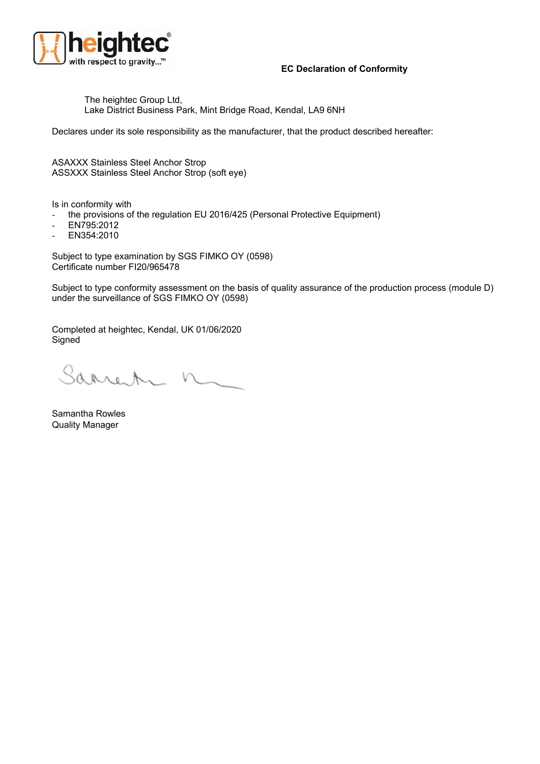heightec
with respect to gravity...™

**EC Declaration of Conformity**

The heightec Group Ltd,
Lake District Business Park, Mint Bridge Road, Kendal, LA9 6NH

Declares under its sole responsibility as the manufacturer, that the product described hereafter:

ASAXXX Stainless Steel Anchor Strop
ASSXXX Stainless Steel Anchor Strop (soft eye)

Is in conformity with

- the provisions of the regulation EU 2016/425 (Personal Protective Equipment)
- EN795:2012
- EN354:2010

Subject to type examination by SGS FIMKO OY (0598)
Certificate number FI20/965478

Subject to type conformity assessment on the basis of quality assurance of the production process (module D) under the surveillance of SGS FIMKO OY (0598)

Completed at heightec, Kendal, UK 01/06/2020
Signed

Samantha Rowles
Quality Manager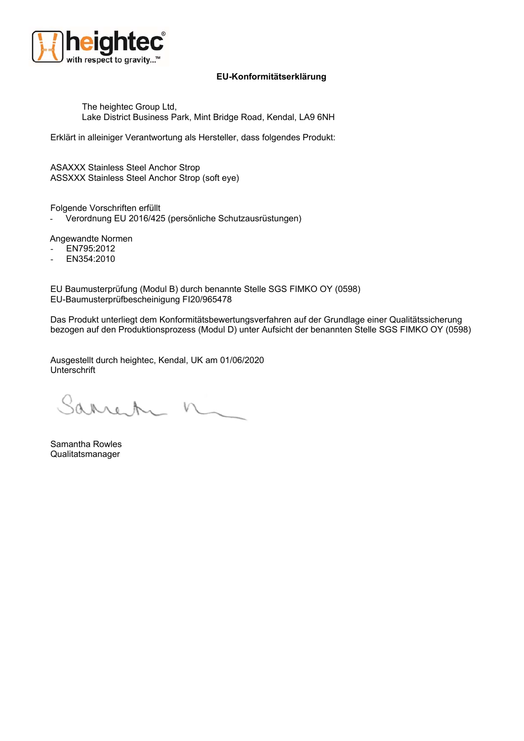## EU-Konformitätserklärung

The heightec Group Ltd,
Lake District Business Park, Mint Bridge Road, Kendal, LA9 6NH

Erklärt in alleiniger Verantwortung als Hersteller, dass folgendes Produkt:

ASAXXX Stainless Steel Anchor Strop
ASSXXX Stainless Steel Anchor Strop (soft eye)

Folgende Vorschriften erfüllt

- Verordnung EU 2016/425 (persönliche Schutzausrüstungen)

Angewandte Normen

- EN795:2012
- EN354:2010

EU Baumusterprüfung (Modul B) durch benannte Stelle SGS FIMKO OY (0598)
EU-Baumusterprüfbescheinigung FI20/965478

Das Produkt unterliegt dem Konformitätsbewertungsverfahren auf der Grundlage einer Qualitätssicherung bezogen auf den Produktionsprozess (Modul D) unter Aufsicht der benannten Stelle SGS FIMKO OY (0598)

Ausgestellt durch heightec, Kendal, UK am 01/06/2020
Unterschrift

Samantha Rowles
Qualitatsmanager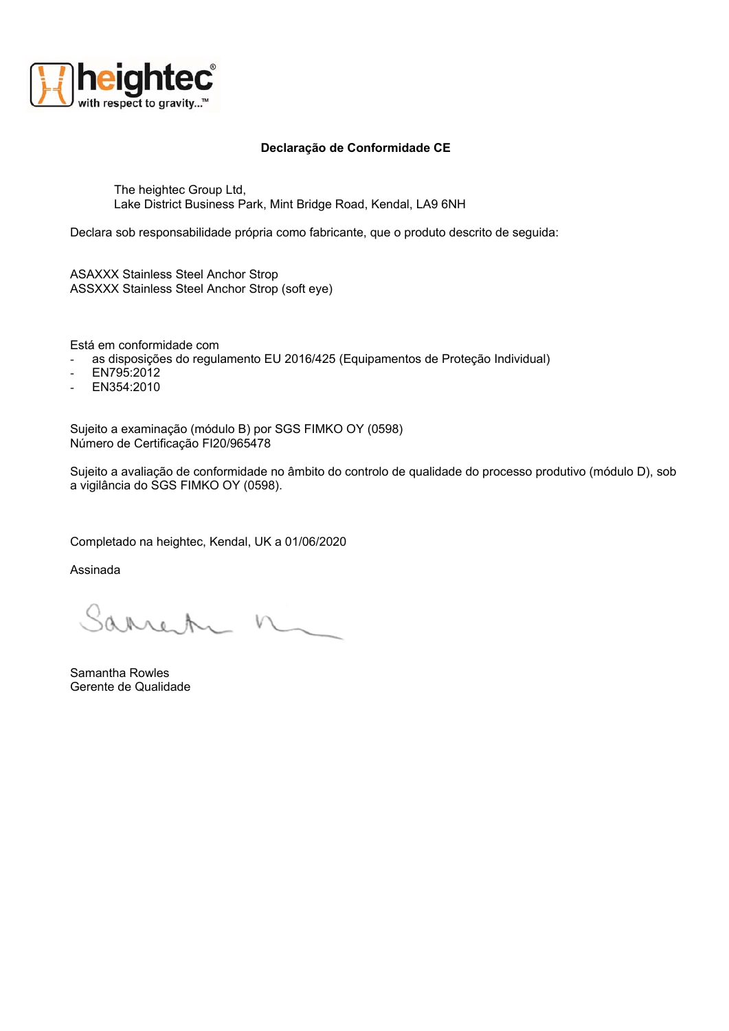heightec
with respect to gravity...™

**Declaração de Conformidade CE**

The heightec Group Ltd,
Lake District Business Park, Mint Bridge Road, Kendal, LA9 6NH

Declara sob responsabilidade própria como fabricante, que o produto descrito de seguida:

ASAXXX Stainless Steel Anchor Strop
ASSXXX Stainless Steel Anchor Strop (soft eye)

Está em conformidade com

- as disposições do regulamento EU 2016/425 (Equipamentos de Proteção Individual)
- EN795:2012
- EN354:2010

Sujeito a examinação (módulo B) por SGS FIMKO OY (0598)
Número de Certificação FI20/965478

Sujeito a avaliação de conformidade no âmbito do controlo de qualidade do processo produtivo (módulo D), sob a vigilância do SGS FIMKO OY (0598).

Completado na heightec, Kendal, UK a 01/06/2020

Assinada

Samantha Rowles
Gerente de Qualidade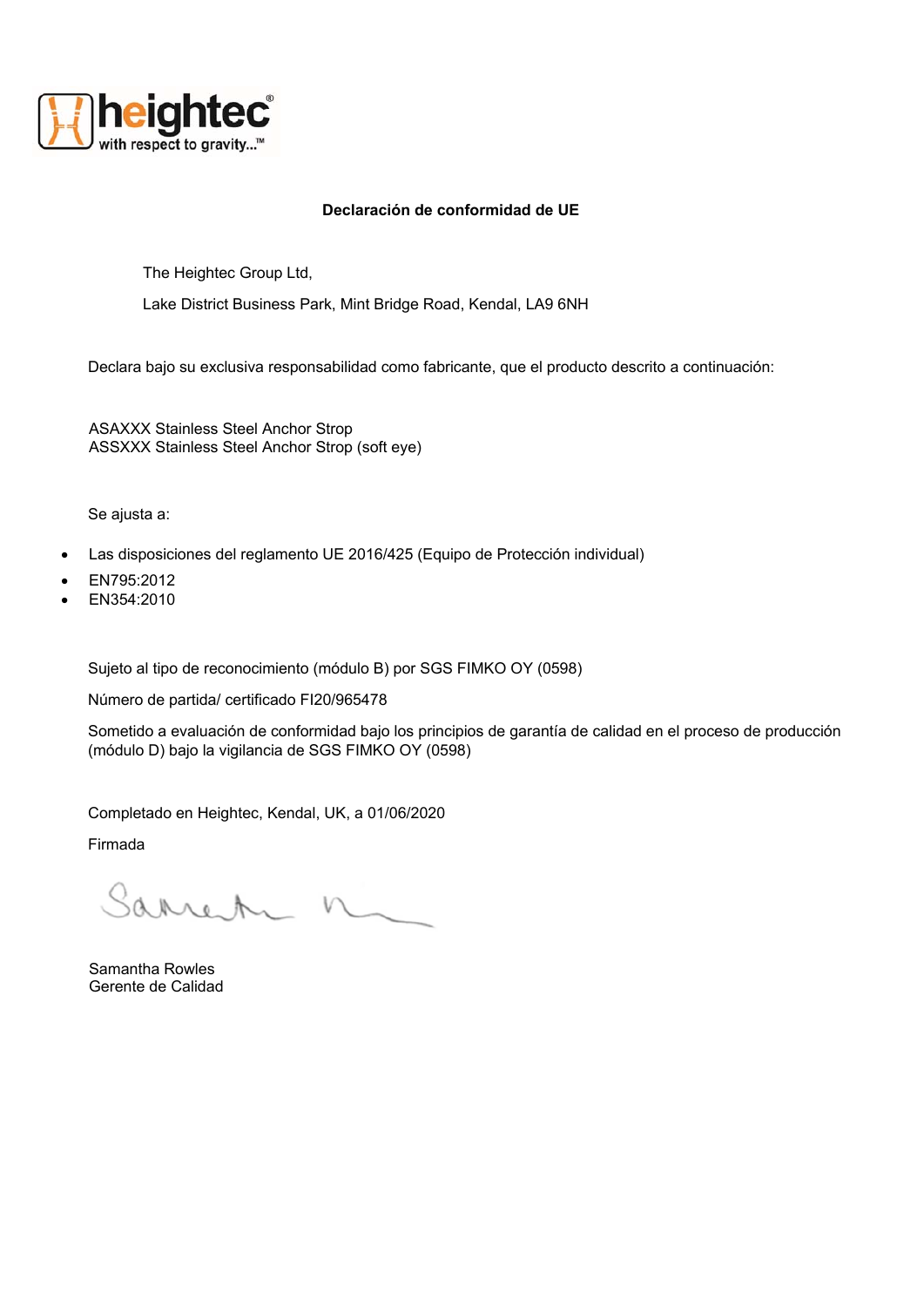heightec
with respect to gravity...™

**Declaración de conformidad de UE**

The Heightec Group Ltd,

Lake District Business Park, Mint Bridge Road, Kendal, LA9 6NH

Declara bajo su exclusiva responsabilidad como fabricante, que el producto descrito a continuación:

ASAXXX Stainless Steel Anchor Strop
ASSXXX Stainless Steel Anchor Strop (soft eye)

Se ajusta a:

- Las disposiciones del reglamento UE 2016/425 (Equipo de Protección individual)
- EN795:2012
- EN354:2010

Sujeto al tipo de reconocimiento (módulo B) por SGS FIMKO OY (0598)

Número de partida/ certificado FI20/965478

Sometido a evaluación de conformidad bajo los principios de garantía de calidad en el proceso de producción (módulo D) bajo la vigilancia de SGS FIMKO OY (0598)

Completado en Heightec, Kendal, UK, a 01/06/2020

Firmada

Samantha Rowles
Gerente de Calidad